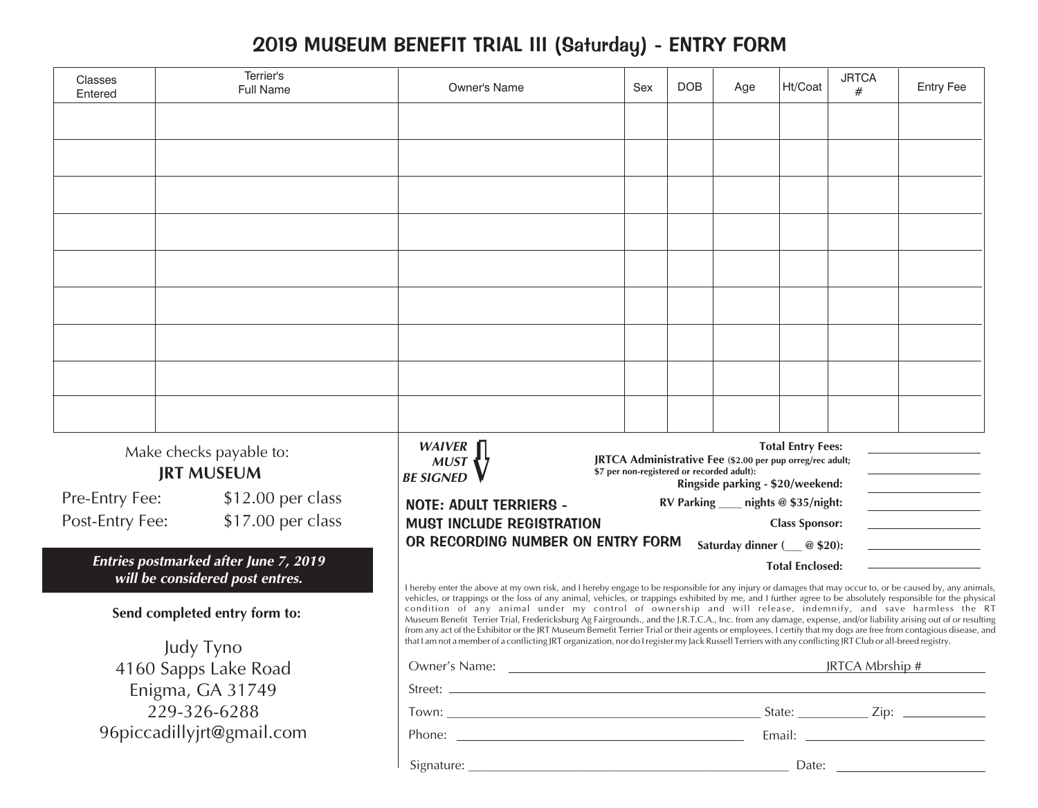# 2019 MUSEUM BENEFIT TRIAL III (Saturday) - ENTRY FORM

| Classes Entered | Terrier's Full Name | Owner's Name | Sex | DOB | Age | Ht/Coat | JRTCA # | Entry Fee |
|---|---|---|---|---|---|---|---|---|
| | | | | | | | | |
| | | | | | | | | |
| | | | | | | | | |
| | | | | | | | | |
| | | | | | | | | |
| | | | | | | | | |
| | | | | | | | | |
| | | | | | | | | |
| | | | | | | | | |

Make checks payable to:

**JRT MUSEUM**

Pre-Entry Fee: $12.00 per class

Post-Entry Fee: $17.00 per class

***Entries postmarked after June 7, 2019 will be considered post entres.***

**Send completed entry form to:**

Judy Tyno
4160 Sapps Lake Road
Enigma, GA 31749
229-326-6288
96piccadillyjrt@gmail.com

***WAIVER MUST BE SIGNED***

**NOTE: ADULT TERRIERS - MUST INCLUDE REGISTRATION OR RECORDING NUMBER ON ENTRY FORM**

**Total Entry Fees:** ____________

**JRTCA Administrative Fee** (**$2.00 per pup orreg/rec adult; $7 per non-registered or recorded adult):** ____________

**Ringside parking - $20/weekend:** ____________

**RV Parking ____ nights @ $35/night:** ____________

**Class Sponsor:** ____________

**Saturday dinner (___ @ $20):** ____________

**Total Enclosed:** ____________

I hereby enter the above at my own risk, and I hereby engage to be responsible for any injury or damages that may occur to, or be caused by, any animals, vehicles, or trappings or the loss of any animal, vehicles, or trappings exhibited by me, and I further agree to be absolutely responsible for the physical condition of any animal under my control of ownership and will release, indemnify, and save harmless the RT Museum Benefit Terrier Trial, Fredericksburg Ag Fairgrounds., and the J.R.T.C.A., Inc. from any damage, expense, and/or liability arising out of or resulting from any act of the Exhibitor or the JRT Museum Bemefit Terrier Trial or their agents or employees. I certify that my dogs are free from contagious disease, and that I am not a member of a conflicting JRT organization, nor do I register my Jack Russell Terriers with any conflicting JRT Club or all-breed registry.

Owner's Name: ______________________________ JRTCA Mbrship # __________

Street: ______________________________

Town: ______________________________ State: __________ Zip: __________

Phone: ______________________________ Email: ______________________________

Signature: ______________________________ Date: ______________________________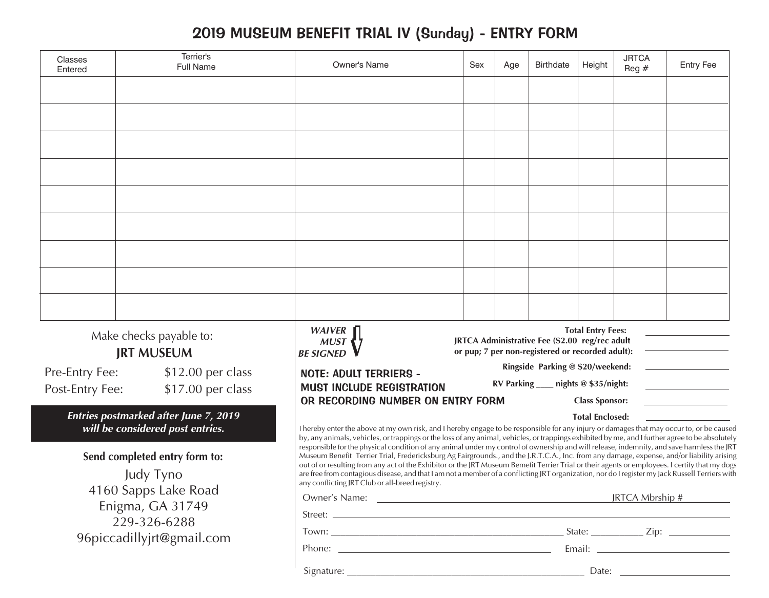# 2019 MUSEUM BENEFIT TRIAL IV (Sunday) - ENTRY FORM

| Classes Entered | Terrier's Full Name | Owner's Name | Sex | Age | Birthdate | Height | JRTCA Reg # | Entry Fee |
|---|---|---|---|---|---|---|---|---|
| | | | | | | | | |
| | | | | | | | | |
| | | | | | | | | |
| | | | | | | | | |
| | | | | | | | | |
| | | | | | | | | |
| | | | | | | | | |
| | | | | | | | | |
| | | | | | | | | |

Make checks payable to:

**JRT MUSEUM**

Pre-Entry Fee: $12.00 per class

Post-Entry Fee: $17.00 per class

***Entries postmarked after June 7, 2019 will be considered post entries.***

**Send completed entry form to:**

Judy Tyno
4160 Sapps Lake Road
Enigma, GA 31749
229-326-6288
96piccadillyjrt@gmail.com

***WAIVER MUST BE SIGNED***

**NOTE: ADULT TERRIERS - MUST INCLUDE REGISTRATION OR RECORDING NUMBER ON ENTRY FORM**

**Total Entry Fees:** ______

**JRTCA Administrative Fee ($2.00 reg/rec adult or pup; 7 per non-registered or recorded adult):** ______

**Ringside Parking @ $20/weekend:** ______

**RV Parking ____ nights @ $35/night:** ______

**Class Sponsor:** ______

**Total Enclosed:** ______

I hereby enter the above at my own risk, and I hereby engage to be responsible for any injury or damages that may occur to, or be caused by, any animals, vehicles, or trappings or the loss of any animal, vehicles, or trappings exhibited by me, and I further agree to be absolutely responsible for the physical condition of any animal under my control of ownership and will release, indemnify, and save harmless the JRT Museum Benefit Terrier Trial, Fredericksburg Ag Fairgrounds., and the J.R.T.C.A., Inc. from any damage, expense, and/or liability arising out of or resulting from any act of the Exhibitor or the JRT Museum Bemefit Terrier Trial or their agents or employees. I certify that my dogs are free from contagious disease, and that I am not a member of a conflicting JRT organization, nor do I register my Jack Russell Terriers with any conflicting JRT Club or all-breed registry.

Owner's Name: ______ JRTCA Mbrship # ______

Street: ______

Town: ______ State: ______ Zip: ______

Phone: ______ Email: ______

Signature: ______ Date: ______